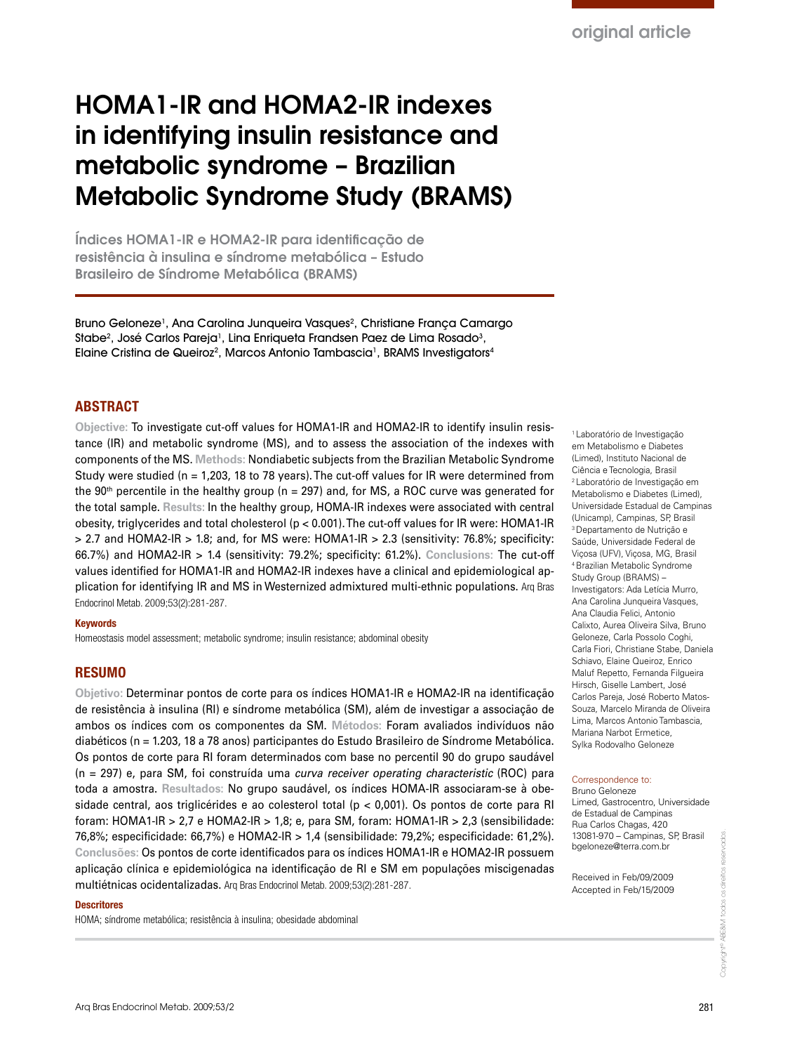original article

# HOMA1-IR and HOMA2-IR indexes in identifying insulin resistance and metabolic syndrome – Brazilian Metabolic Syndrome Study (BRAMS)

## Índices HOMA1-IR e HOMA2-IR para identificação de resistência à insulina e síndrome metabólica – Estudo Brasileiro de Síndrome Metabólica (BRAMS)

Bruno Geloneze[1], Ana Carolina Junqueira Vasques[2], Christiane França Camargo Stabe[2], José Carlos Pareja[1], Lina Enriqueta Frandsen Paez de Lima Rosado[3], Elaine Cristina de Queiroz[2], Marcos Antonio Tambascia[1], BRAMS Investigators[4]

## ABSTRACT

**Objective:** To investigate cut-off values for HOMA1-IR and HOMA2-IR to identify insulin resistance (IR) and metabolic syndrome (MS), and to assess the association of the indexes with components of the MS. **Methods:** Nondiabetic subjects from the Brazilian Metabolic Syndrome Study were studied (n = 1,203, 18 to 78 years). The cut-off values for IR were determined from the 90th percentile in the healthy group (n = 297) and, for MS, a ROC curve was generated for the total sample. **Results:** In the healthy group, HOMA-IR indexes were associated with central obesity, triglycerides and total cholesterol ($p < 0.001$). The cut-off values for IR were: HOMA1-IR > 2.7 and HOMA2-IR > 1.8; and, for MS were: HOMA1-IR > 2.3 (sensitivity: 76.8%; specificity: 66.7%) and HOMA2-IR > 1.4 (sensitivity: 79.2%; specificity: 61.2%). **Conclusions:** The cut-off values identified for HOMA1-IR and HOMA2-IR indexes have a clinical and epidemiological application for identifying IR and MS in Westernized admixtured multi-ethnic populations. Arq Bras Endocrinol Metab. 2009;53(2):281-287.

### Keywords

Homeostasis model assessment; metabolic syndrome; insulin resistance; abdominal obesity

## RESUMO

**Objetivo:** Determinar pontos de corte para os índices HOMA1-IR e HOMA2-IR na identificação de resistência à insulina (RI) e síndrome metabólica (SM), além de investigar a associação de ambos os índices com os componentes da SM. **Métodos:** Foram avaliados indivíduos não diabéticos (n = 1.203, 18 a 78 anos) participantes do Estudo Brasileiro de Síndrome Metabólica. Os pontos de corte para RI foram determinados com base no percentil 90 do grupo saudável (n = 297) e, para SM, foi construída uma *curva receiver operating characteristic* (ROC) para toda a amostra. **Resultados:** No grupo saudável, os índices HOMA-IR associaram-se à obesidade central, aos triglicérides e ao colesterol total ($p < 0{,}001$). Os pontos de corte para RI foram: HOMA1-IR > 2,7 e HOMA2-IR > 1,8; e, para SM, foram: HOMA1-IR > 2,3 (sensibilidade: 76,8%; especificidade: 66,7%) e HOMA2-IR > 1,4 (sensibilidade: 79,2%; especificidade: 61,2%). **Conclusões:** Os pontos de corte identificados para os índices HOMA1-IR e HOMA2-IR possuem aplicação clínica e epidemiológica na identificação de RI e SM em populações miscigenadas multiétnicas ocidentalizadas. Arq Bras Endocrinol Metab. 2009;53(2):281-287.

### Descritores

HOMA; síndrome metabólica; resistência à insulina; obesidade abdominal

[1] Laboratório de Investigação em Metabolismo e Diabetes (Limed), Instituto Nacional de Ciência e Tecnologia, Brasil
[2] Laboratório de Investigação em Metabolismo e Diabetes (Limed), Universidade Estadual de Campinas (Unicamp), Campinas, SP, Brasil
[3] Departamento de Nutrição e Saúde, Universidade Federal de Viçosa (UFV), Viçosa, MG, Brasil
[4] Brazilian Metabolic Syndrome Study Group (BRAMS) – Investigators: Ada Letícia Murro, Ana Carolina Junqueira Vasques, Ana Claudia Felici, Antonio Calixto, Aurea Oliveira Silva, Bruno Geloneze, Carla Possolo Coghi, Carla Fiori, Christiane Stabe, Daniela Schiavo, Elaine Queiroz, Enrico Maluf Repetto, Fernanda Filgueira Hirsch, Giselle Lambert, José Carlos Pareja, José Roberto Matos-Souza, Marcelo Miranda de Oliveira Lima, Marcos Antonio Tambascia, Mariana Narbot Ermetice, Sylka Rodovalho Geloneze

Correspondence to:
Bruno Geloneze
Limed, Gastrocentro, Universidade de Estadual de Campinas
Rua Carlos Chagas, 420
13081-970 – Campinas, SP, Brasil
bgeloneze@terra.com.br

Received in Feb/09/2009
Accepted in Feb/15/2009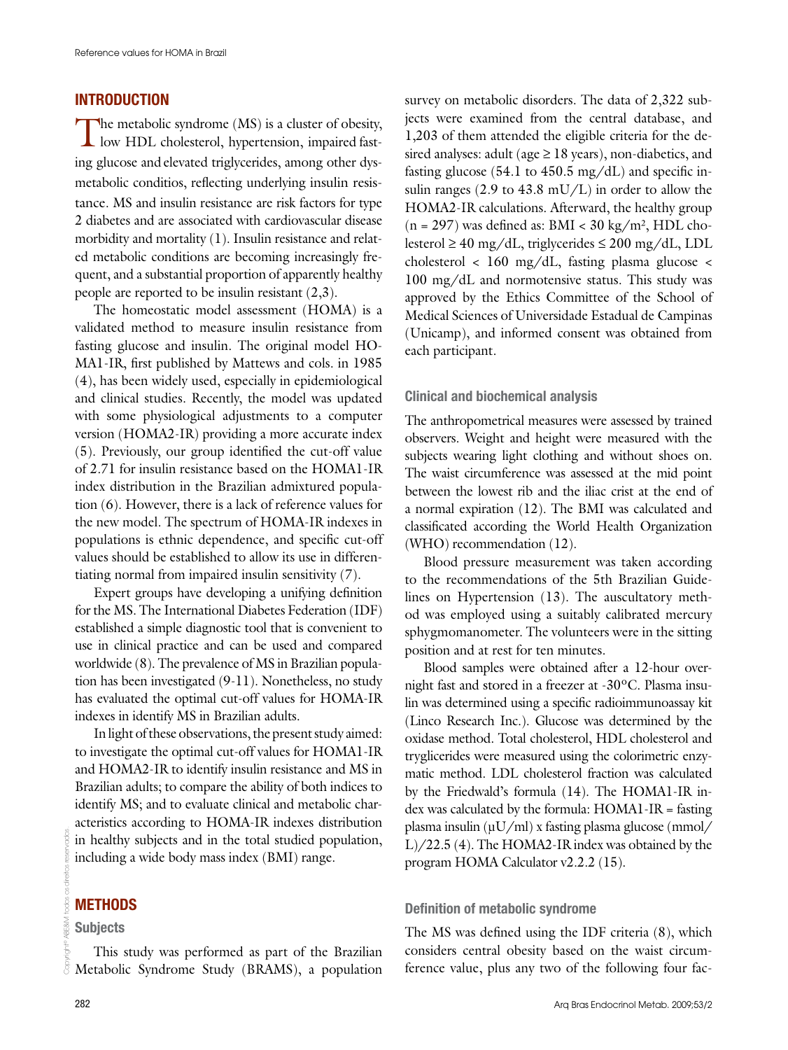## INTRODUCTION

The metabolic syndrome (MS) is a cluster of obesity, low HDL cholesterol, hypertension, impaired fasting glucose and elevated triglycerides, among other dysmetabolic conditios, reflecting underlying insulin resistance. MS and insulin resistance are risk factors for type 2 diabetes and are associated with cardiovascular disease morbidity and mortality (1). Insulin resistance and related metabolic conditions are becoming increasingly frequent, and a substantial proportion of apparently healthy people are reported to be insulin resistant (2,3).

The homeostatic model assessment (HOMA) is a validated method to measure insulin resistance from fasting glucose and insulin. The original model HOMA1-IR, first published by Mattews and cols. in 1985 (4), has been widely used, especially in epidemiological and clinical studies. Recently, the model was updated with some physiological adjustments to a computer version (HOMA2-IR) providing a more accurate index (5). Previously, our group identified the cut-off value of 2.71 for insulin resistance based on the HOMA1-IR index distribution in the Brazilian admixtured population (6). However, there is a lack of reference values for the new model. The spectrum of HOMA-IR indexes in populations is ethnic dependence, and specific cut-off values should be established to allow its use in differentiating normal from impaired insulin sensitivity (7).

Expert groups have developing a unifying definition for the MS. The International Diabetes Federation (IDF) established a simple diagnostic tool that is convenient to use in clinical practice and can be used and compared worldwide (8). The prevalence of MS in Brazilian population has been investigated (9-11). Nonetheless, no study has evaluated the optimal cut-off values for HOMA-IR indexes in identify MS in Brazilian adults.

In light of these observations, the present study aimed: to investigate the optimal cut-off values for HOMA1-IR and HOMA2-IR to identify insulin resistance and MS in Brazilian adults; to compare the ability of both indices to identify MS; and to evaluate clinical and metabolic characteristics according to HOMA-IR indexes distribution in healthy subjects and in the total studied population, including a wide body mass index (BMI) range.

## METHODS

### Subjects

This study was performed as part of the Brazilian Metabolic Syndrome Study (BRAMS), a population survey on metabolic disorders. The data of 2,322 subjects were examined from the central database, and 1,203 of them attended the eligible criteria for the desired analyses: adult (age ≥ 18 years), non-diabetics, and fasting glucose (54.1 to 450.5 mg/dL) and specific insulin ranges (2.9 to 43.8 mU/L) in order to allow the HOMA2-IR calculations. Afterward, the healthy group (n = 297) was defined as: BMI < 30 kg/m², HDL cholesterol ≥ 40 mg/dL, triglycerides ≤ 200 mg/dL, LDL cholesterol < 160 mg/dL, fasting plasma glucose < 100 mg/dL and normotensive status. This study was approved by the Ethics Committee of the School of Medical Sciences of Universidade Estadual de Campinas (Unicamp), and informed consent was obtained from each participant.

### Clinical and biochemical analysis

The anthropometrical measures were assessed by trained observers. Weight and height were measured with the subjects wearing light clothing and without shoes on. The waist circumference was assessed at the mid point between the lowest rib and the iliac crist at the end of a normal expiration (12). The BMI was calculated and classificated according the World Health Organization (WHO) recommendation (12).

Blood pressure measurement was taken according to the recommendations of the 5th Brazilian Guidelines on Hypertension (13). The auscultatory method was employed using a suitably calibrated mercury sphygmomanometer. The volunteers were in the sitting position and at rest for ten minutes.

Blood samples were obtained after a 12-hour overnight fast and stored in a freezer at -30°C. Plasma insulin was determined using a specific radioimmunoassay kit (Linco Research Inc.). Glucose was determined by the oxidase method. Total cholesterol, HDL cholesterol and tryglicerides were measured using the colorimetric enzymatic method. LDL cholesterol fraction was calculated by the Friedwald's formula (14). The HOMA1-IR index was calculated by the formula: HOMA1-IR = fasting plasma insulin (μU/ml) x fasting plasma glucose (mmol/L)/22.5 (4). The HOMA2-IR index was obtained by the program HOMA Calculator v2.2.2 (15).

### Definition of metabolic syndrome

The MS was defined using the IDF criteria (8), which considers central obesity based on the waist circumference value, plus any two of the following four fac-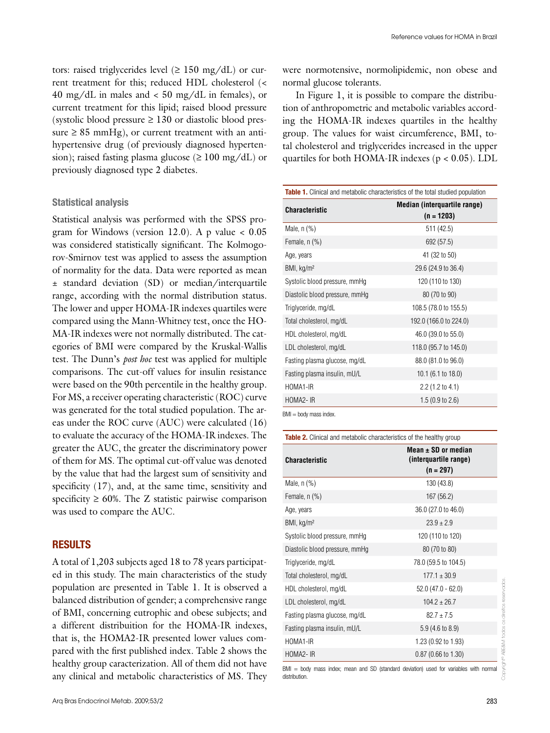tors: raised triglycerides level (≥ 150 mg/dL) or current treatment for this; reduced HDL cholesterol (< 40 mg/dL in males and < 50 mg/dL in females), or current treatment for this lipid; raised blood pressure (systolic blood pressure ≥ 130 or diastolic blood pressure ≥ 85 mmHg), or current treatment with an anti-hypertensive drug (of previously diagnosed hypertension); raised fasting plasma glucose (≥ 100 mg/dL) or previously diagnosed type 2 diabetes.

### Statistical analysis

Statistical analysis was performed with the SPSS program for Windows (version 12.0). A p value < 0.05 was considered statistically significant. The Kolmogorov-Smirnov test was applied to assess the assumption of normality for the data. Data were reported as mean ± standard deviation (SD) or median/interquartile range, according with the normal distribution status. The lower and upper HOMA-IR indexes quartiles were compared using the Mann-Whitney test, once the HOMA-IR indexes were not normally distributed. The categories of BMI were compared by the Kruskal-Wallis test. The Dunn's *post hoc* test was applied for multiple comparisons. The cut-off values for insulin resistance were based on the 90th percentile in the healthy group. For MS, a receiver operating characteristic (ROC) curve was generated for the total studied population. The areas under the ROC curve (AUC) were calculated (16) to evaluate the accuracy of the HOMA-IR indexes. The greater the AUC, the greater the discriminatory power of them for MS. The optimal cut-off value was denoted by the value that had the largest sum of sensitivity and specificity (17), and, at the same time, sensitivity and specificity ≥ 60%. The Z statistic pairwise comparison was used to compare the AUC.

## RESULTS

A total of 1,203 subjects aged 18 to 78 years participated in this study. The main characteristics of the study population are presented in Table 1. It is observed a balanced distribution of gender; a comprehensive range of BMI, concerning eutrophic and obese subjects; and a different distribuition for the HOMA-IR indexes, that is, the HOMA2-IR presented lower values compared with the first published index. Table 2 shows the healthy group caracterization. All of them did not have any clinical and metabolic characteristics of MS. They were normotensive, normolipidemic, non obese and normal glucose tolerants.

In Figure 1, it is possible to compare the distribution of anthropometric and metabolic variables according the HOMA-IR indexes quartiles in the healthy group. The values for waist circumference, BMI, total cholesterol and triglycerides increased in the upper quartiles for both HOMA-IR indexes (p < 0.05). LDL

**Table 1.** Clinical and metabolic characteristics of the total studied population

| Characteristic | Median (interquartile range) (n = 1203) |
|---|---|
| Male, n (%) | 511 (42.5) |
| Female, n (%) | 692 (57.5) |
| Age, years | 41 (32 to 50) |
| BMI, kg/m² | 29.6 (24.9 to 36.4) |
| Systolic blood pressure, mmHg | 120 (110 to 130) |
| Diastolic blood pressure, mmHg | 80 (70 to 90) |
| Triglyceride, mg/dL | 108.5 (78.0 to 155.5) |
| Total cholesterol, mg/dL | 192.0 (166.0 to 224.0) |
| HDL cholesterol, mg/dL | 46.0 (39.0 to 55.0) |
| LDL cholesterol, mg/dL | 118.0 (95.7 to 145.0) |
| Fasting plasma glucose, mg/dL | 88.0 (81.0 to 96.0) |
| Fasting plasma insulin, mU/L | 10.1 (6.1 to 18.0) |
| HOMA1-IR | 2.2 (1.2 to 4.1) |
| HOMA2- IR | 1.5 (0.9 to 2.6) |

BMI = body mass index.

**Table 2.** Clinical and metabolic characteristics of the healthy group

| Characteristic | Mean ± SD or median (interquartile range) (n = 297) |
|---|---|
| Male, n (%) | 130 (43.8) |
| Female, n (%) | 167 (56.2) |
| Age, years | 36.0 (27.0 to 46.0) |
| BMI, kg/m² | 23.9 ± 2.9 |
| Systolic blood pressure, mmHg | 120 (110 to 120) |
| Diastolic blood pressure, mmHg | 80 (70 to 80) |
| Triglyceride, mg/dL | 78.0 (59.5 to 104.5) |
| Total cholesterol, mg/dL | 177.1 ± 30.9 |
| HDL cholesterol, mg/dL | 52.0 (47.0 - 62.0) |
| LDL cholesterol, mg/dL | 104.2 ± 26.7 |
| Fasting plasma glucose, mg/dL | 82.7 ± 7.5 |
| Fasting plasma insulin, mU/L | 5.9 (4.6 to 8.9) |
| HOMA1-IR | 1.23 (0.92 to 1.93) |
| HOMA2- IR | 0.87 (0.66 to 1.30) |

BMI = body mass index; mean and SD (standard deviation) used for variables with normal distribution.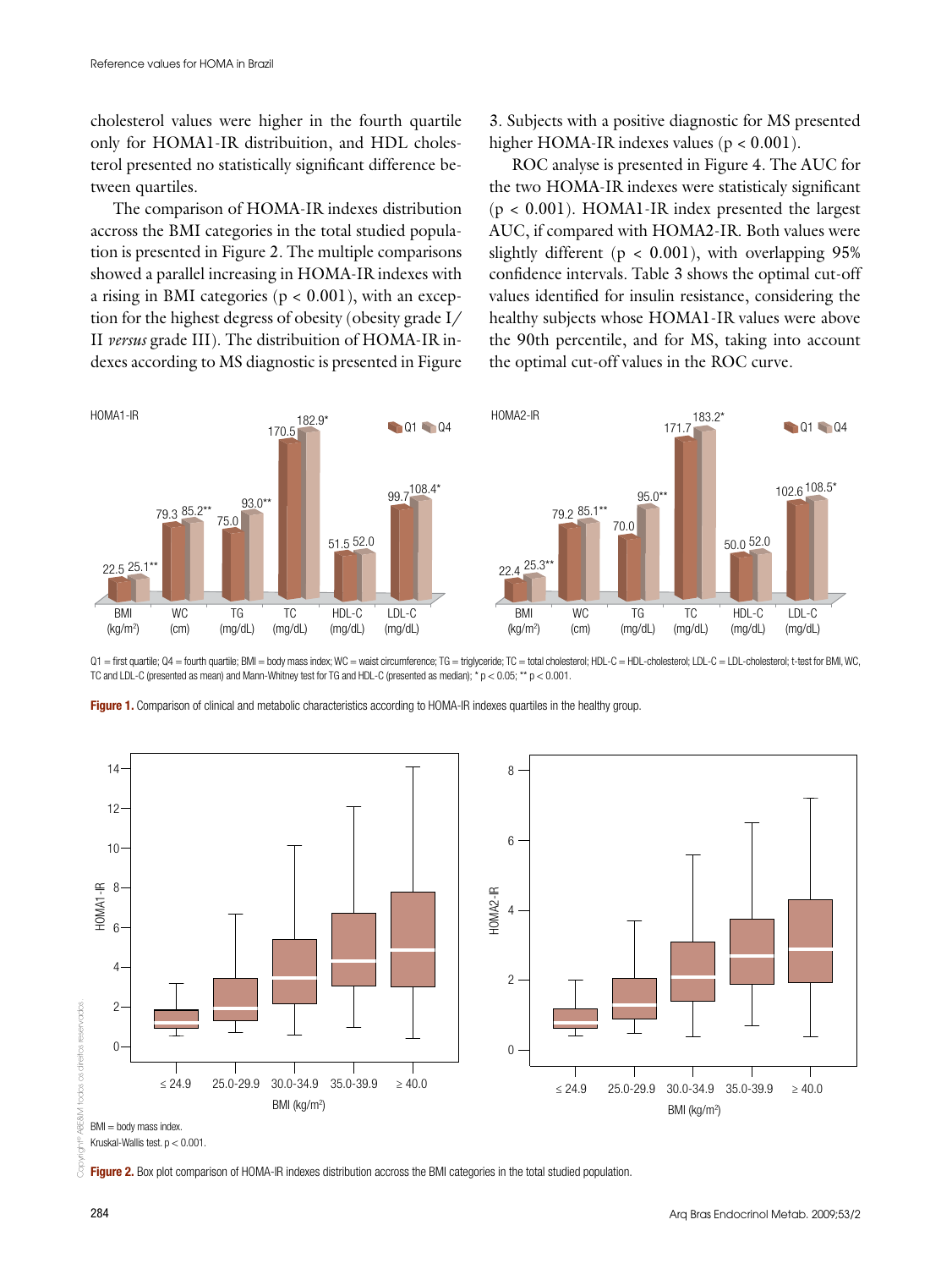cholesterol values were higher in the fourth quartile only for HOMA1-IR distribuition, and HDL cholesterol presented no statistically significant difference between quartiles.

The comparison of HOMA-IR indexes distribution accross the BMI categories in the total studied population is presented in Figure 2. The multiple comparisons showed a parallel increasing in HOMA-IR indexes with a rising in BMI categories ($p < 0.001$), with an exception for the highest degress of obesity (obesity grade I/II *versus* grade III). The distribuition of HOMA-IR indexes according to MS diagnostic is presented in Figure 3. Subjects with a positive diagnostic for MS presented higher HOMA-IR indexes values ($p < 0.001$).

ROC analyse is presented in Figure 4. The AUC for the two HOMA-IR indexes were statisticaly significant ($p < 0.001$). HOMA1-IR index presented the largest AUC, if compared with HOMA2-IR. Both values were slightly different ($p < 0.001$), with overlapping 95% confidence intervals. Table 3 shows the optimal cut-off values identified for insulin resistance, considering the healthy subjects whose HOMA1-IR values were above the 90th percentile, and for MS, taking into account the optimal cut-off values in the ROC curve.

Q1 = first quartile; Q4 = fourth quartile; BMI = body mass index; WC = waist circumference; TG = triglyceride; TC = total cholesterol; HDL-C = HDL-cholesterol; LDL-C = LDL-cholesterol; t-test for BMI, WC, TC and LDL-C (presented as mean) and Mann-Whitney test for TG and HDL-C (presented as median); * $p < 0.05$; ** $p < 0.001$.

**Figure 1.** Comparison of clinical and metabolic characteristics according to HOMA-IR indexes quartiles in the healthy group.

BMI = body mass index.
Kruskal-Wallis test. $p < 0.001$.

**Figure 2.** Box plot comparison of HOMA-IR indexes distribution accross the BMI categories in the total studied population.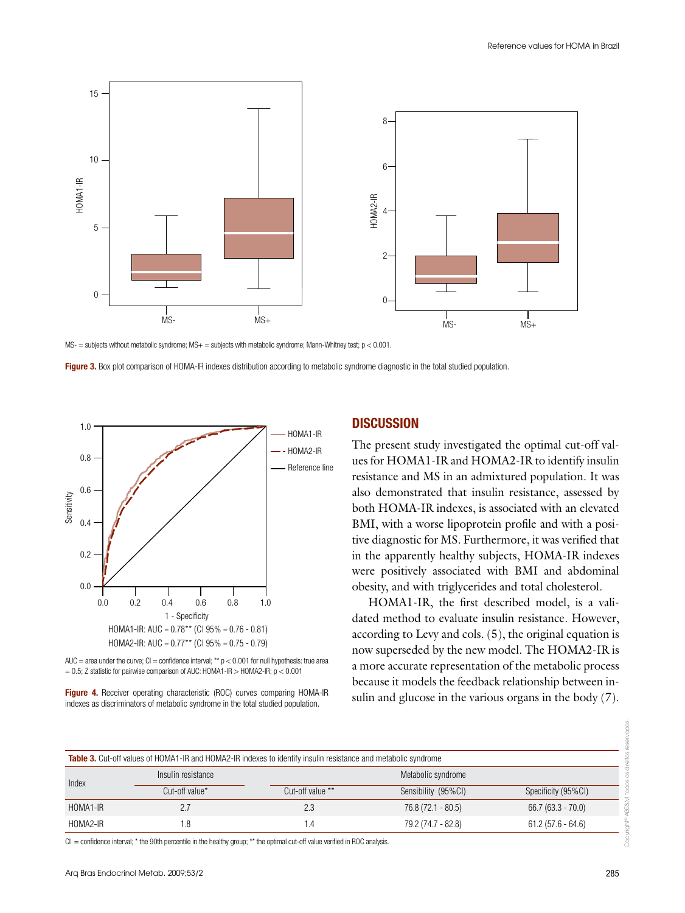MS- = subjects without metabolic syndrome; MS+ = subjects with metabolic syndrome; Mann-Whitney test; $p < 0.001$.

**Figure 3.** Box plot comparison of HOMA-IR indexes distribution according to metabolic syndrome diagnostic in the total studied population.

HOMA1-IR: AUC = 0.78** (CI 95% = 0.76 - 0.81)
HOMA2-IR: AUC = 0.77** (CI 95% = 0.75 - 0.79)

AUC = area under the curve; CI = confidence interval; ** $p < 0.001$ for null hypothesis: true area = 0.5; Z statistic for pairwise comparison of AUC: HOMA1-IR > HOMA2-IR; $p < 0.001$

**Figure 4.** Receiver operating characteristic (ROC) curves comparing HOMA-IR indexes as discriminators of metabolic syndrome in the total studied population.

## DISCUSSION

The present study investigated the optimal cut-off values for HOMA1-IR and HOMA2-IR to identify insulin resistance and MS in an admixtured population. It was also demonstrated that insulin resistance, assessed by both HOMA-IR indexes, is associated with an elevated BMI, with a worse lipoprotein profile and with a positive diagnostic for MS. Furthermore, it was verified that in the apparently healthy subjects, HOMA-IR indexes were positively associated with BMI and abdominal obesity, and with triglycerides and total cholesterol.

HOMA1-IR, the first described model, is a validated method to evaluate insulin resistance. However, according to Levy and cols. (5), the original equation is now superseded by the new model. The HOMA2-IR is a more accurate representation of the metabolic process because it models the feedback relationship between insulin and glucose in the various organs in the body (7).

**Table 3.** Cut-off values of HOMA1-IR and HOMA2-IR indexes to identify insulin resistance and metabolic syndrome

| Index | Insulin resistance | Metabolic syndrome | | |
|---|---|---|---|---|
| | Cut-off value* | Cut-off value ** | Sensibility (95%CI) | Specificity (95%CI) |
| HOMA1-IR | 2.7 | 2.3 | 76.8 (72.1 - 80.5) | 66.7 (63.3 - 70.0) |
| HOMA2-IR | 1.8 | 1.4 | 79.2 (74.7 - 82.8) | 61.2 (57.6 - 64.6) |

CI = confidence interval; * the 90th percentile in the healthy group; ** the optimal cut-off value verified in ROC analysis.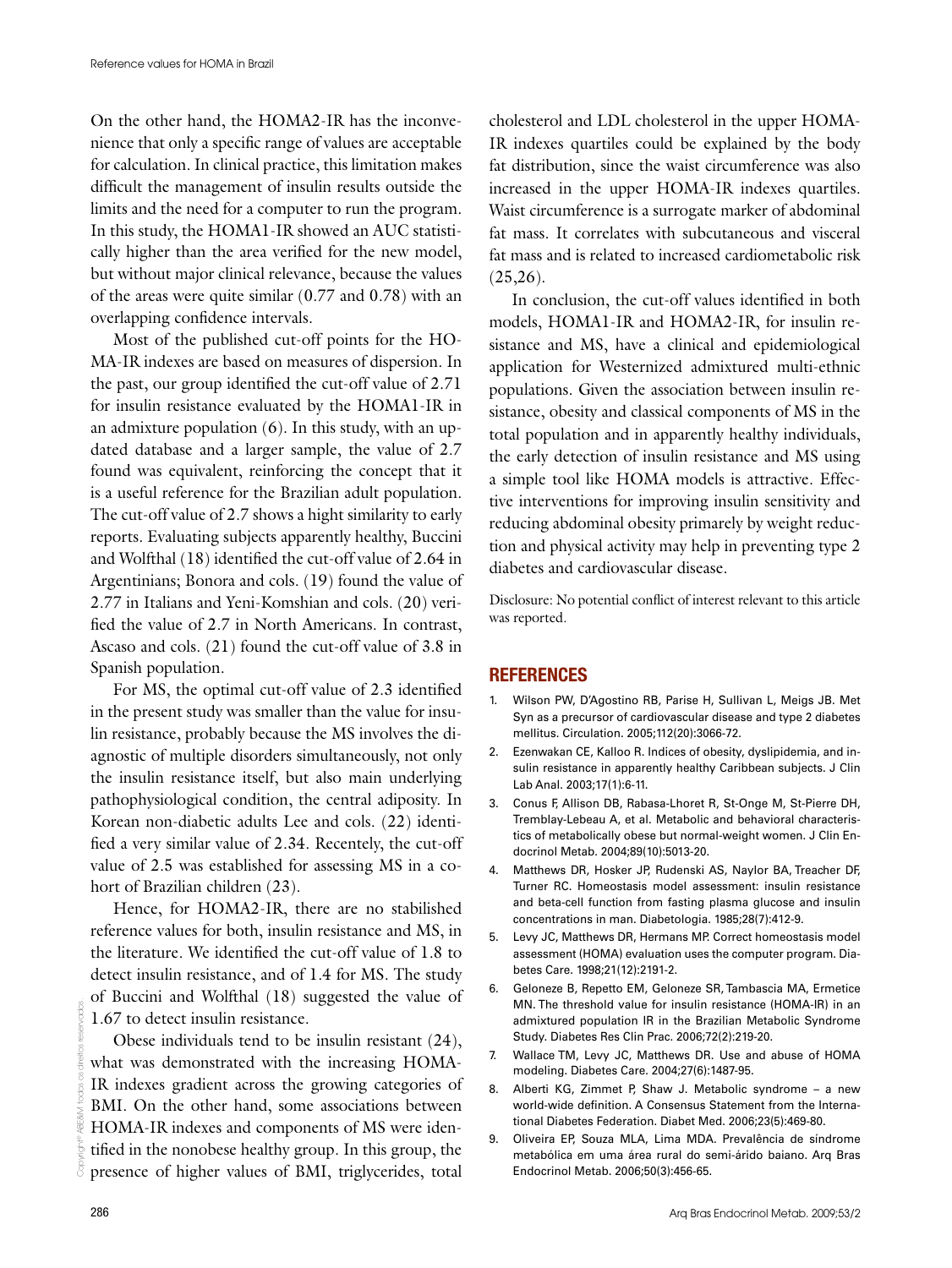On the other hand, the HOMA2-IR has the inconvenience that only a specific range of values are acceptable for calculation. In clinical practice, this limitation makes difficult the management of insulin results outside the limits and the need for a computer to run the program. In this study, the HOMA1-IR showed an AUC statistically higher than the area verified for the new model, but without major clinical relevance, because the values of the areas were quite similar (0.77 and 0.78) with an overlapping confidence intervals.

Most of the published cut-off points for the HOMA-IR indexes are based on measures of dispersion. In the past, our group identified the cut-off value of 2.71 for insulin resistance evaluated by the HOMA1-IR in an admixture population (6). In this study, with an updated database and a larger sample, the value of 2.7 found was equivalent, reinforcing the concept that it is a useful reference for the Brazilian adult population. The cut-off value of 2.7 shows a hight similarity to early reports. Evaluating subjects apparently healthy, Buccini and Wolfthal (18) identified the cut-off value of 2.64 in Argentinians; Bonora and cols. (19) found the value of 2.77 in Italians and Yeni-Komshian and cols. (20) verified the value of 2.7 in North Americans. In contrast, Ascaso and cols. (21) found the cut-off value of 3.8 in Spanish population.

For MS, the optimal cut-off value of 2.3 identified in the present study was smaller than the value for insulin resistance, probably because the MS involves the diagnostic of multiple disorders simultaneously, not only the insulin resistance itself, but also main underlying pathophysiological condition, the central adiposity. In Korean non-diabetic adults Lee and cols. (22) identified a very similar value of 2.34. Recentely, the cut-off value of 2.5 was established for assessing MS in a cohort of Brazilian children (23).

Hence, for HOMA2-IR, there are no stabilished reference values for both, insulin resistance and MS, in the literature. We identified the cut-off value of 1.8 to detect insulin resistance, and of 1.4 for MS. The study of Buccini and Wolfthal (18) suggested the value of 1.67 to detect insulin resistance.

Obese individuals tend to be insulin resistant (24), what was demonstrated with the increasing HOMA-IR indexes gradient across the growing categories of BMI. On the other hand, some associations between HOMA-IR indexes and components of MS were identified in the nonobese healthy group. In this group, the presence of higher values of BMI, triglycerides, total cholesterol and LDL cholesterol in the upper HOMA-IR indexes quartiles could be explained by the body fat distribution, since the waist circumference was also increased in the upper HOMA-IR indexes quartiles. Waist circumference is a surrogate marker of abdominal fat mass. It correlates with subcutaneous and visceral fat mass and is related to increased cardiometabolic risk (25,26).

In conclusion, the cut-off values identified in both models, HOMA1-IR and HOMA2-IR, for insulin resistance and MS, have a clinical and epidemiological application for Westernized admixtured multi-ethnic populations. Given the association between insulin resistance, obesity and classical components of MS in the total population and in apparently healthy individuals, the early detection of insulin resistance and MS using a simple tool like HOMA models is attractive. Effective interventions for improving insulin sensitivity and reducing abdominal obesity primarely by weight reduction and physical activity may help in preventing type 2 diabetes and cardiovascular disease.

Disclosure: No potential conflict of interest relevant to this article was reported.

## REFERENCES

1. Wilson PW, D'Agostino RB, Parise H, Sullivan L, Meigs JB. Met Syn as a precursor of cardiovascular disease and type 2 diabetes mellitus. Circulation. 2005;112(20):3066-72.
2. Ezenwakan CE, Kalloo R. Indices of obesity, dyslipidemia, and insulin resistance in apparently healthy Caribbean subjects. J Clin Lab Anal. 2003;17(1):6-11.
3. Conus F, Allison DB, Rabasa-Lhoret R, St-Onge M, St-Pierre DH, Tremblay-Lebeau A, et al. Metabolic and behavioral characteristics of metabolically obese but normal-weight women. J Clin Endocrinol Metab. 2004;89(10):5013-20.
4. Matthews DR, Hosker JP, Rudenski AS, Naylor BA, Treacher DF, Turner RC. Homeostasis model assessment: insulin resistance and beta-cell function from fasting plasma glucose and insulin concentrations in man. Diabetologia. 1985;28(7):412-9.
5. Levy JC, Matthews DR, Hermans MP. Correct homeostasis model assessment (HOMA) evaluation uses the computer program. Diabetes Care. 1998;21(12):2191-2.
6. Geloneze B, Repetto EM, Geloneze SR, Tambascia MA, Ermetice MN. The threshold value for insulin resistance (HOMA-IR) in an admixtured population IR in the Brazilian Metabolic Syndrome Study. Diabetes Res Clin Prac. 2006;72(2):219-20.
7. Wallace TM, Levy JC, Matthews DR. Use and abuse of HOMA modeling. Diabetes Care. 2004;27(6):1487-95.
8. Alberti KG, Zimmet P, Shaw J. Metabolic syndrome – a new world-wide definition. A Consensus Statement from the International Diabetes Federation. Diabet Med. 2006;23(5):469-80.
9. Oliveira EP, Souza MLA, Lima MDA. Prevalência de síndrome metabólica em uma área rural do semi-árido baiano. Arq Bras Endocrinol Metab. 2006;50(3):456-65.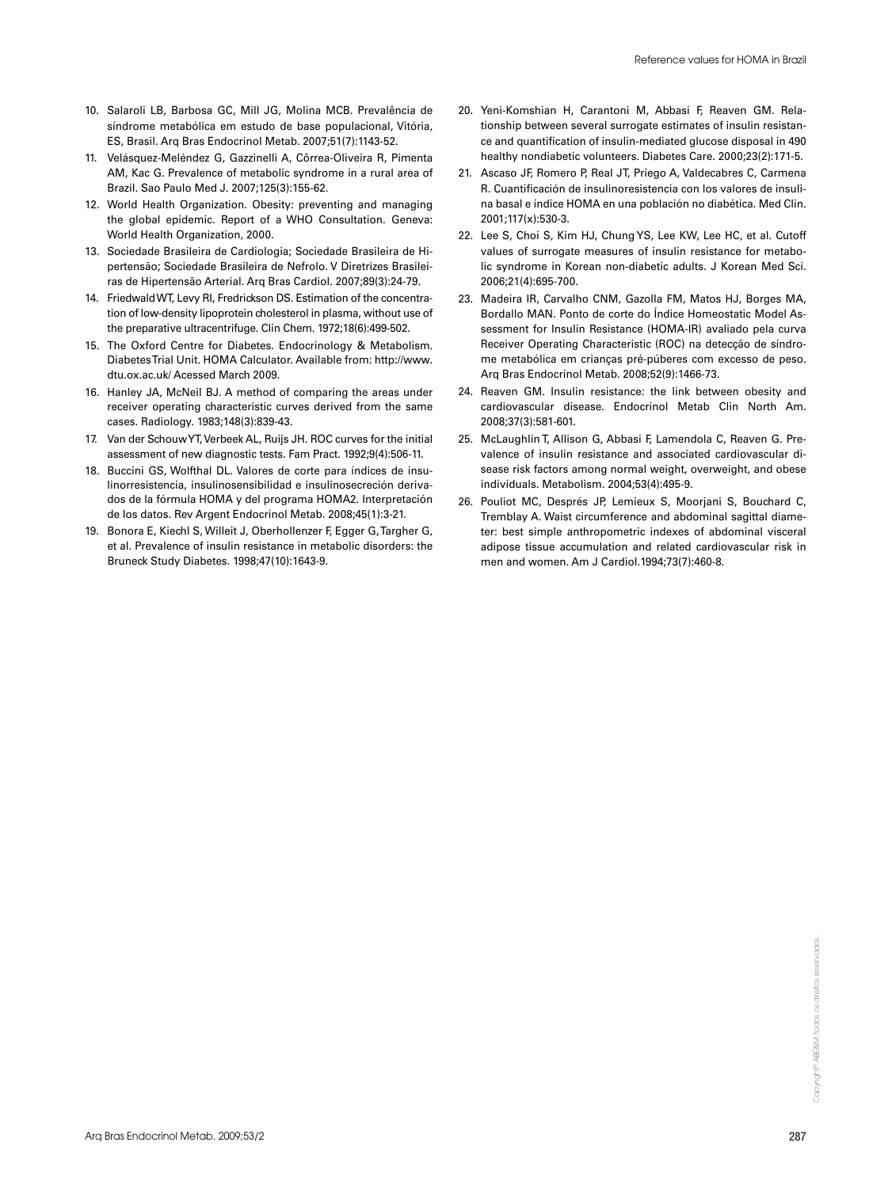10. Salaroli LB, Barbosa GC, Mill JG, Molina MCB. Prevalência de síndrome metabólica em estudo de base populacional, Vitória, ES, Brasil. Arq Bras Endocrinol Metab. 2007;51(7):1143-52.
11. Velásquez-Meléndez G, Gazzinelli A, Côrrea-Oliveira R, Pimenta AM, Kac G. Prevalence of metabolic syndrome in a rural area of Brazil. Sao Paulo Med J. 2007;125(3):155-62.
12. World Health Organization. Obesity: preventing and managing the global epidemic. Report of a WHO Consultation. Geneva: World Health Organization, 2000.
13. Sociedade Brasileira de Cardiologia; Sociedade Brasileira de Hipertensão; Sociedade Brasileira de Nefrolo. V Diretrizes Brasileiras de Hipertensão Arterial. Arq Bras Cardiol. 2007;89(3):24-79.
14. Friedwald WT, Levy RI, Fredrickson DS. Estimation of the concentration of low-density lipoprotein cholesterol in plasma, without use of the preparative ultracentrifuge. Clin Chem. 1972;18(6):499-502.
15. The Oxford Centre for Diabetes. Endocrinology & Metabolism. Diabetes Trial Unit. HOMA Calculator. Available from: http://www.dtu.ox.ac.uk/ Acessed March 2009.
16. Hanley JA, McNeil BJ. A method of comparing the areas under receiver operating characteristic curves derived from the same cases. Radiology. 1983;148(3):839-43.
17. Van der Schouw YT, Verbeek AL, Ruijs JH. ROC curves for the initial assessment of new diagnostic tests. Fam Pract. 1992;9(4):506-11.
18. Buccini GS, Wolfthal DL. Valores de corte para índices de insulinorresistencia, insulinosensibilidad e insulinosecreción derivados de la fórmula HOMA y del programa HOMA2. Interpretación de los datos. Rev Argent Endocrinol Metab. 2008;45(1):3-21.
19. Bonora E, Kiechl S, Willeit J, Oberhollenzer F, Egger G, Targher G, et al. Prevalence of insulin resistance in metabolic disorders: the Bruneck Study Diabetes. 1998;47(10):1643-9.
20. Yeni-Komshian H, Carantoni M, Abbasi F, Reaven GM. Relationship between several surrogate estimates of insulin resistance and quantification of insulin-mediated glucose disposal in 490 healthy nondiabetic volunteers. Diabetes Care. 2000;23(2):171-5.
21. Ascaso JF, Romero P, Real JT, Priego A, Valdecabres C, Carmena R. Cuantificación de insulinoresistencia con los valores de insulina basal e índice HOMA en una población no diabética. Med Clin. 2001;117(x):530-3.
22. Lee S, Choi S, Kim HJ, Chung YS, Lee KW, Lee HC, et al. Cutoff values of surrogate measures of insulin resistance for metabolic syndrome in Korean non-diabetic adults. J Korean Med Sci. 2006;21(4):695-700.
23. Madeira IR, Carvalho CNM, Gazolla FM, Matos HJ, Borges MA, Bordallo MAN. Ponto de corte do Índice Homeostatic Model Assessment for Insulin Resistance (HOMA-IR) avaliado pela curva Receiver Operating Characteristic (ROC) na detecção de síndrome metabólica em crianças pré-púberes com excesso de peso. Arq Bras Endocrinol Metab. 2008;52(9):1466-73.
24. Reaven GM. Insulin resistance: the link between obesity and cardiovascular disease. Endocrinol Metab Clin North Am. 2008;37(3):581-601.
25. McLaughlin T, Allison G, Abbasi F, Lamendola C, Reaven G. Prevalence of insulin resistance and associated cardiovascular disease risk factors among normal weight, overweight, and obese individuals. Metabolism. 2004;53(4):495-9.
26. Pouliot MC, Després JP, Lemieux S, Moorjani S, Bouchard C, Tremblay A. Waist circumference and abdominal sagittal diameter: best simple anthropometric indexes of abdominal visceral adipose tissue accumulation and related cardiovascular risk in men and women. Am J Cardiol.1994;73(7):460-8.